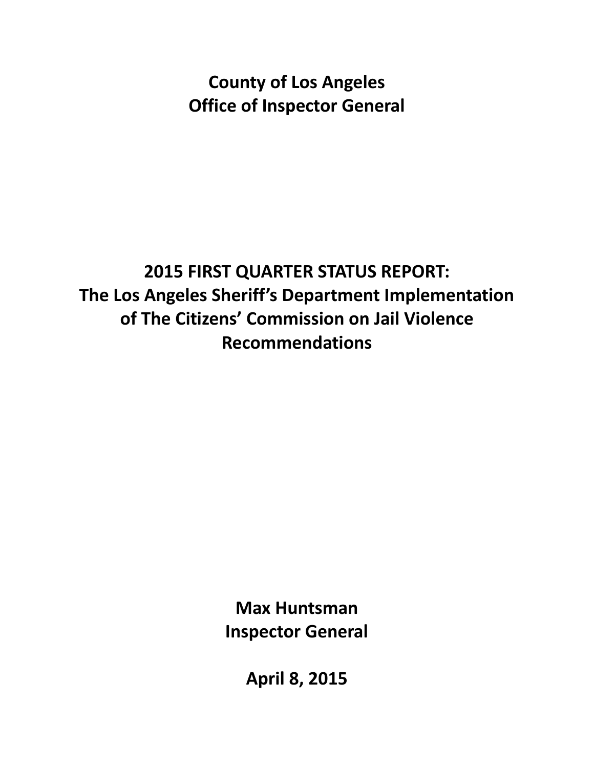# County of Los Angeles
# Office of Inspector General

# 2015 FIRST QUARTER STATUS REPORT: The Los Angeles Sheriff's Department Implementation of The Citizens' Commission on Jail Violence Recommendations

**Max Huntsman**
**Inspector General**

**April 8, 2015**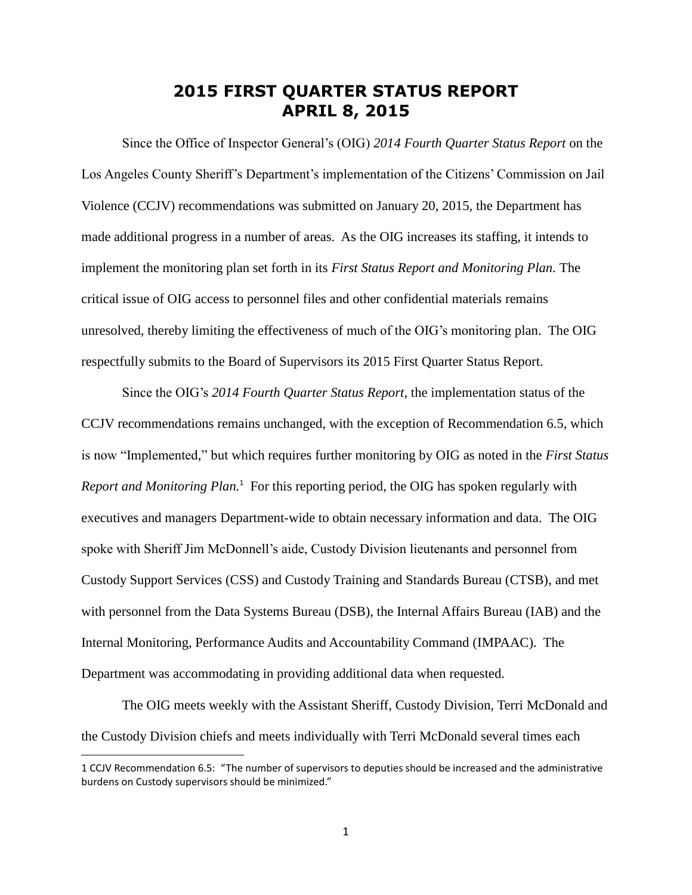# 2015 FIRST QUARTER STATUS REPORT APRIL 8, 2015

Since the Office of Inspector General's (OIG) *2014 Fourth Quarter Status Report* on the Los Angeles County Sheriff's Department's implementation of the Citizens' Commission on Jail Violence (CCJV) recommendations was submitted on January 20, 2015, the Department has made additional progress in a number of areas. As the OIG increases its staffing, it intends to implement the monitoring plan set forth in its *First Status Report and Monitoring Plan.* The critical issue of OIG access to personnel files and other confidential materials remains unresolved, thereby limiting the effectiveness of much of the OIG's monitoring plan. The OIG respectfully submits to the Board of Supervisors its 2015 First Quarter Status Report.

Since the OIG's *2014 Fourth Quarter Status Report*, the implementation status of the CCJV recommendations remains unchanged, with the exception of Recommendation 6.5, which is now "Implemented," but which requires further monitoring by OIG as noted in the *First Status Report and Monitoring Plan.*[1] For this reporting period, the OIG has spoken regularly with executives and managers Department-wide to obtain necessary information and data. The OIG spoke with Sheriff Jim McDonnell's aide, Custody Division lieutenants and personnel from Custody Support Services (CSS) and Custody Training and Standards Bureau (CTSB), and met with personnel from the Data Systems Bureau (DSB), the Internal Affairs Bureau (IAB) and the Internal Monitoring, Performance Audits and Accountability Command (IMPAAC). The Department was accommodating in providing additional data when requested.

The OIG meets weekly with the Assistant Sheriff, Custody Division, Terri McDonald and the Custody Division chiefs and meets individually with Terri McDonald several times each

---

1 CCJV Recommendation 6.5: "The number of supervisors to deputies should be increased and the administrative burdens on Custody supervisors should be minimized."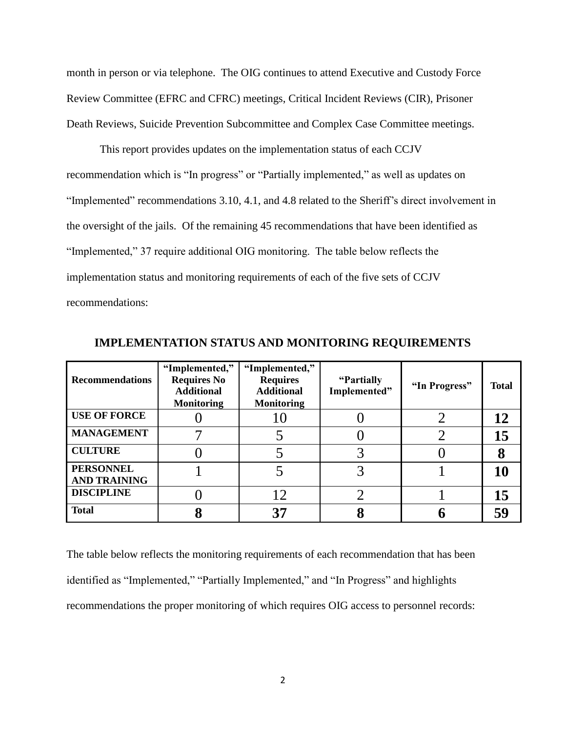month in person or via telephone. The OIG continues to attend Executive and Custody Force Review Committee (EFRC and CFRC) meetings, Critical Incident Reviews (CIR), Prisoner Death Reviews, Suicide Prevention Subcommittee and Complex Case Committee meetings.

This report provides updates on the implementation status of each CCJV recommendation which is "In progress" or "Partially implemented," as well as updates on "Implemented" recommendations 3.10, 4.1, and 4.8 related to the Sheriff's direct involvement in the oversight of the jails. Of the remaining 45 recommendations that have been identified as "Implemented," 37 require additional OIG monitoring. The table below reflects the implementation status and monitoring requirements of each of the five sets of CCJV recommendations:

**IMPLEMENTATION STATUS AND MONITORING REQUIREMENTS**

| Recommendations | "Implemented," Requires No Additional Monitoring | "Implemented," Requires Additional Monitoring | "Partially Implemented" | "In Progress" | Total |
|---|---|---|---|---|---|
| **USE OF FORCE** | 0 | 10 | 0 | 2 | **12** |
| **MANAGEMENT** | 7 | 5 | 0 | 2 | **15** |
| **CULTURE** | 0 | 5 | 3 | 0 | **8** |
| **PERSONNEL AND TRAINING** | 1 | 5 | 3 | 1 | **10** |
| **DISCIPLINE** | 0 | 12 | 2 | 1 | **15** |
| **Total** | **8** | **37** | **8** | **6** | **59** |

The table below reflects the monitoring requirements of each recommendation that has been identified as "Implemented," "Partially Implemented," and "In Progress" and highlights recommendations the proper monitoring of which requires OIG access to personnel records: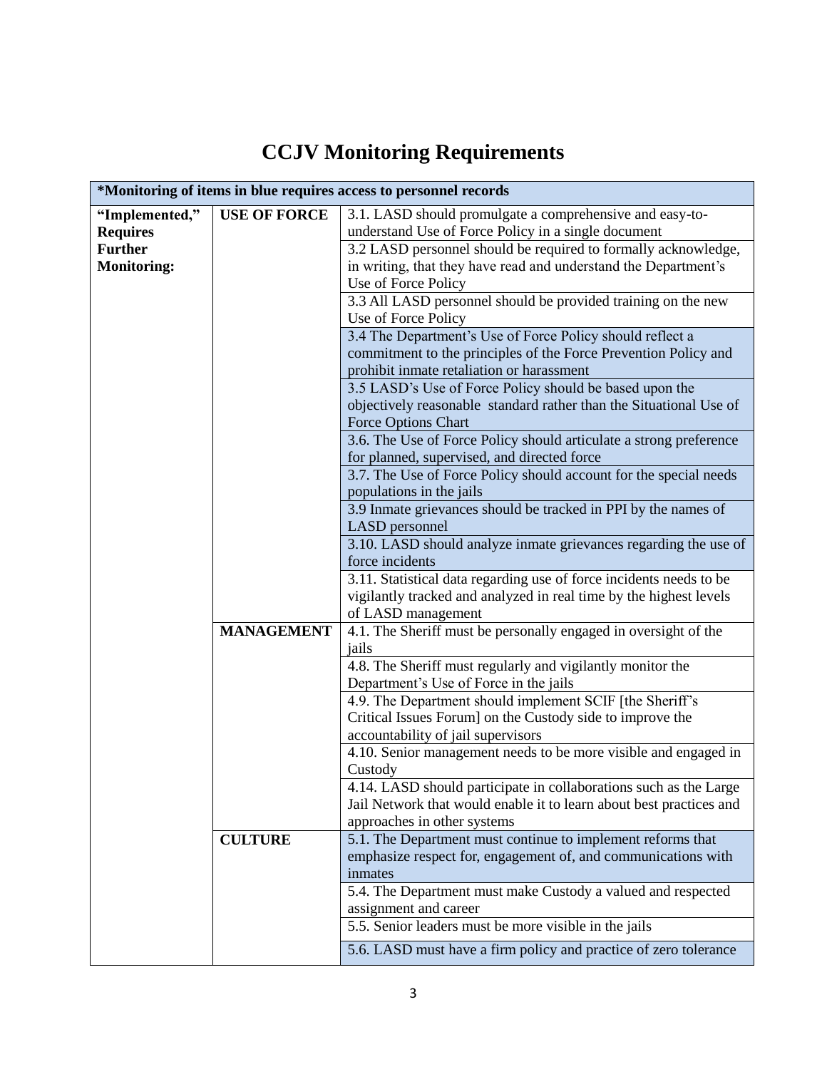# CCJV Monitoring Requirements

| *Monitoring of items in blue requires access to personnel records | | |
|---|---|---|
| **"Implemented," Requires Further Monitoring:** | **USE OF FORCE** | 3.1. LASD should promulgate a comprehensive and easy-to-understand Use of Force Policy in a single document |
| | | 3.2 LASD personnel should be required to formally acknowledge, in writing, that they have read and understand the Department's Use of Force Policy |
| | | 3.3 All LASD personnel should be provided training on the new Use of Force Policy |
| | | 3.4 The Department's Use of Force Policy should reflect a commitment to the principles of the Force Prevention Policy and prohibit inmate retaliation or harassment |
| | | 3.5 LASD's Use of Force Policy should be based upon the objectively reasonable standard rather than the Situational Use of Force Options Chart |
| | | 3.6. The Use of Force Policy should articulate a strong preference for planned, supervised, and directed force |
| | | 3.7. The Use of Force Policy should account for the special needs populations in the jails |
| | | 3.9 Inmate grievances should be tracked in PPI by the names of LASD personnel |
| | | 3.10. LASD should analyze inmate grievances regarding the use of force incidents |
| | | 3.11. Statistical data regarding use of force incidents needs to be vigilantly tracked and analyzed in real time by the highest levels of LASD management |
| | **MANAGEMENT** | 4.1. The Sheriff must be personally engaged in oversight of the jails |
| | | 4.8. The Sheriff must regularly and vigilantly monitor the Department's Use of Force in the jails |
| | | 4.9. The Department should implement SCIF [the Sheriff's Critical Issues Forum] on the Custody side to improve the accountability of jail supervisors |
| | | 4.10. Senior management needs to be more visible and engaged in Custody |
| | | 4.14. LASD should participate in collaborations such as the Large Jail Network that would enable it to learn about best practices and approaches in other systems |
| | **CULTURE** | 5.1. The Department must continue to implement reforms that emphasize respect for, engagement of, and communications with inmates |
| | | 5.4. The Department must make Custody a valued and respected assignment and career |
| | | 5.5. Senior leaders must be more visible in the jails |
| | | 5.6. LASD must have a firm policy and practice of zero tolerance |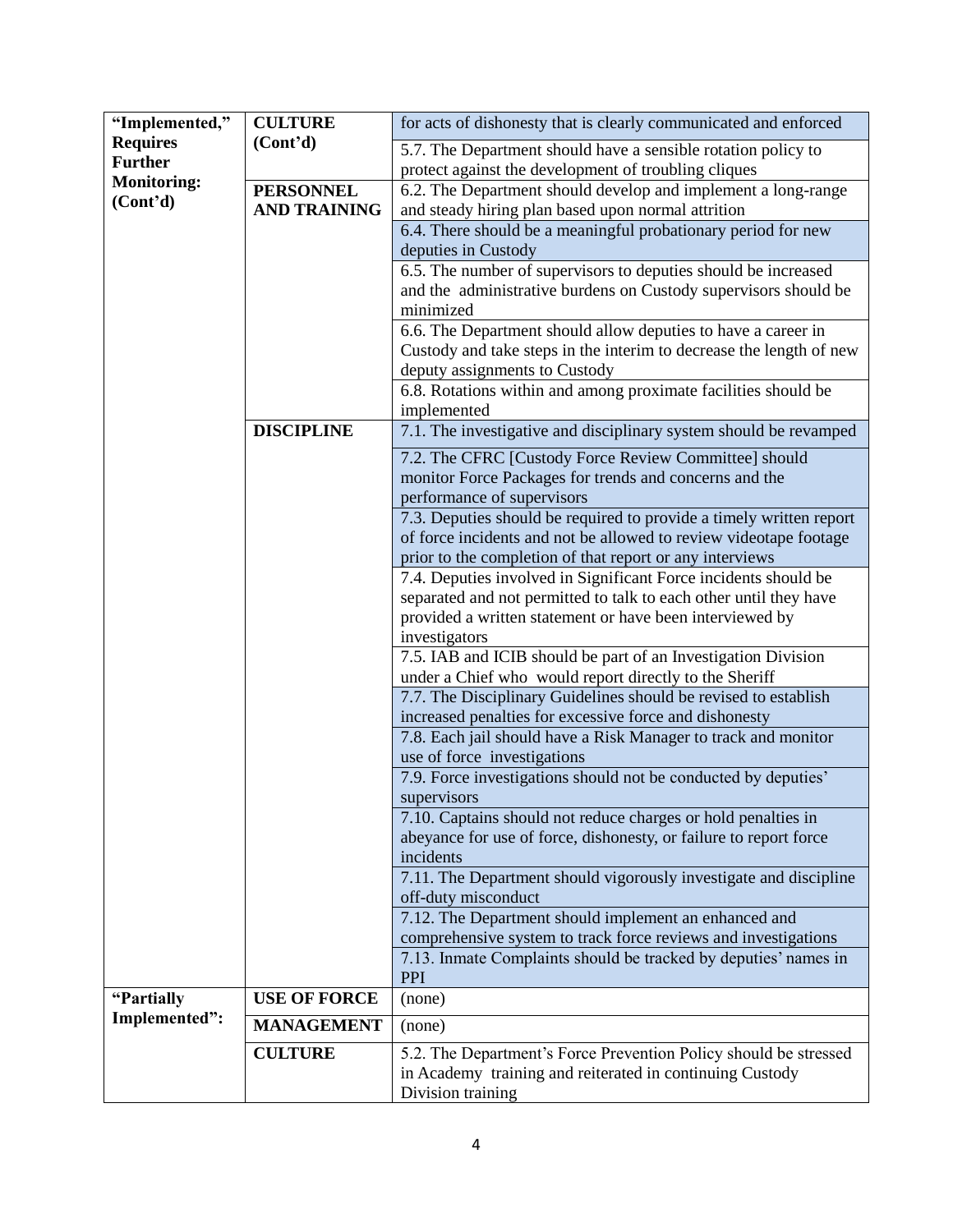| | | |
|---|---|---|
| **"Implemented," Requires Further Monitoring: (Cont'd)** | **CULTURE (Cont'd)** | for acts of dishonesty that is clearly communicated and enforced |
| | | 5.7. The Department should have a sensible rotation policy to protect against the development of troubling cliques |
| | **PERSONNEL AND TRAINING** | 6.2. The Department should develop and implement a long-range and steady hiring plan based upon normal attrition |
| | | 6.4. There should be a meaningful probationary period for new deputies in Custody |
| | | 6.5. The number of supervisors to deputies should be increased and the administrative burdens on Custody supervisors should be minimized |
| | | 6.6. The Department should allow deputies to have a career in Custody and take steps in the interim to decrease the length of new deputy assignments to Custody |
| | | 6.8. Rotations within and among proximate facilities should be implemented |
| | **DISCIPLINE** | 7.1. The investigative and disciplinary system should be revamped |
| | | 7.2. The CFRC [Custody Force Review Committee] should monitor Force Packages for trends and concerns and the performance of supervisors |
| | | 7.3. Deputies should be required to provide a timely written report of force incidents and not be allowed to review videotape footage prior to the completion of that report or any interviews |
| | | 7.4. Deputies involved in Significant Force incidents should be separated and not permitted to talk to each other until they have provided a written statement or have been interviewed by investigators |
| | | 7.5. IAB and ICIB should be part of an Investigation Division under a Chief who would report directly to the Sheriff |
| | | 7.7. The Disciplinary Guidelines should be revised to establish increased penalties for excessive force and dishonesty |
| | | 7.8. Each jail should have a Risk Manager to track and monitor use of force investigations |
| | | 7.9. Force investigations should not be conducted by deputies' supervisors |
| | | 7.10. Captains should not reduce charges or hold penalties in abeyance for use of force, dishonesty, or failure to report force incidents |
| | | 7.11. The Department should vigorously investigate and discipline off-duty misconduct |
| | | 7.12. The Department should implement an enhanced and comprehensive system to track force reviews and investigations |
| | | 7.13. Inmate Complaints should be tracked by deputies' names in PPI |
| **"Partially Implemented":** | **USE OF FORCE** | (none) |
| | **MANAGEMENT** | (none) |
| | **CULTURE** | 5.2. The Department's Force Prevention Policy should be stressed in Academy training and reiterated in continuing Custody Division training |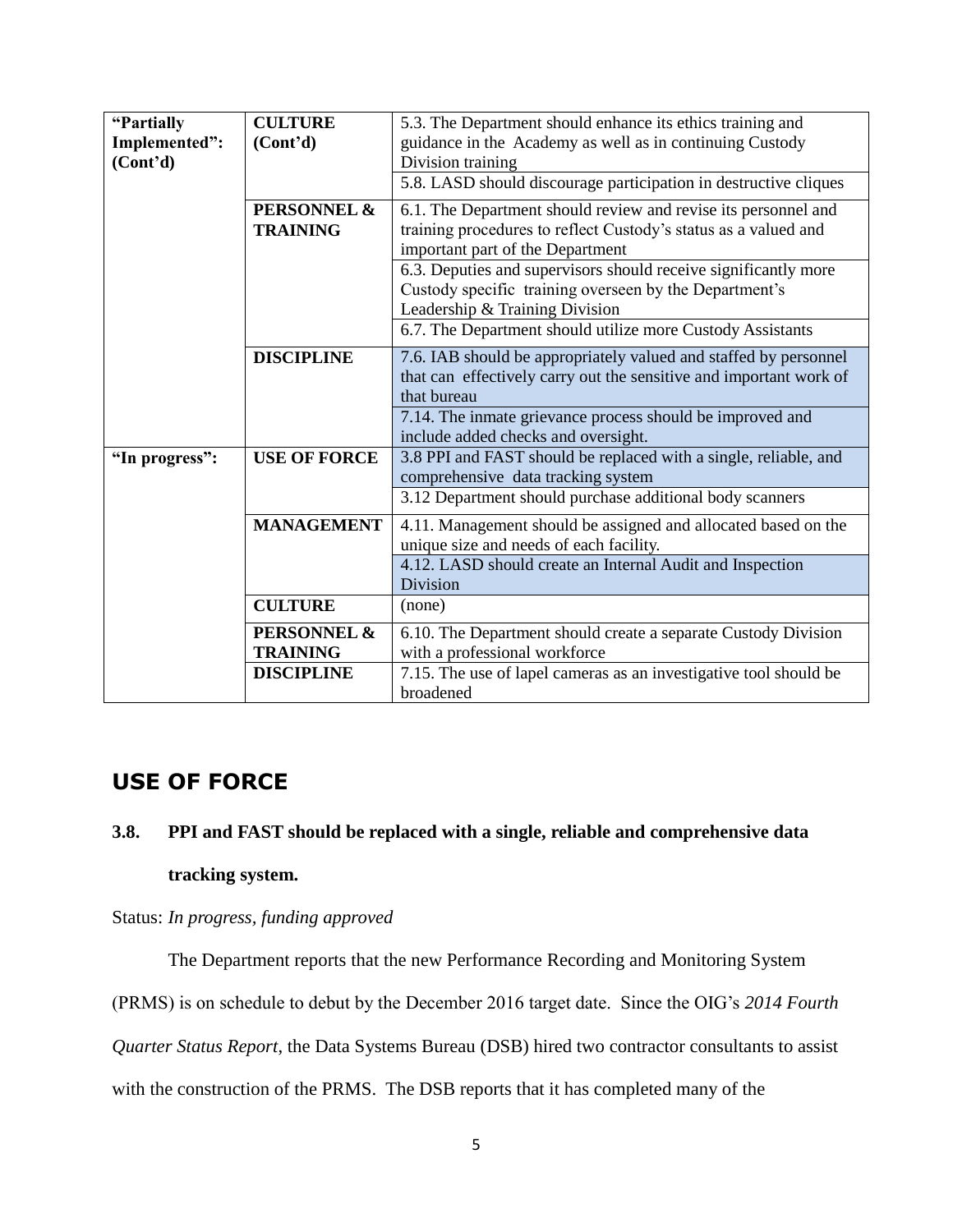| | | |
|---|---|---|
| **"Partially Implemented": (Cont'd)** | **CULTURE (Cont'd)** | 5.3. The Department should enhance its ethics training and guidance in the Academy as well as in continuing Custody Division training |
| | | 5.8. LASD should discourage participation in destructive cliques |
| | **PERSONNEL & TRAINING** | 6.1. The Department should review and revise its personnel and training procedures to reflect Custody's status as a valued and important part of the Department |
| | | 6.3. Deputies and supervisors should receive significantly more Custody specific training overseen by the Department's Leadership & Training Division |
| | | 6.7. The Department should utilize more Custody Assistants |
| | **DISCIPLINE** | 7.6. IAB should be appropriately valued and staffed by personnel that can effectively carry out the sensitive and important work of that bureau |
| | | 7.14. The inmate grievance process should be improved and include added checks and oversight. |
| **"In progress":** | **USE OF FORCE** | 3.8 PPI and FAST should be replaced with a single, reliable, and comprehensive data tracking system |
| | | 3.12 Department should purchase additional body scanners |
| | **MANAGEMENT** | 4.11. Management should be assigned and allocated based on the unique size and needs of each facility. |
| | | 4.12. LASD should create an Internal Audit and Inspection Division |
| | **CULTURE** | (none) |
| | **PERSONNEL & TRAINING** | 6.10. The Department should create a separate Custody Division with a professional workforce |
| | **DISCIPLINE** | 7.15. The use of lapel cameras as an investigative tool should be broadened |

## USE OF FORCE

### 3.8. PPI and FAST should be replaced with a single, reliable and comprehensive data tracking system.

Status: *In progress, funding approved*

The Department reports that the new Performance Recording and Monitoring System (PRMS) is on schedule to debut by the December 2016 target date. Since the OIG's *2014 Fourth Quarter Status Report*, the Data Systems Bureau (DSB) hired two contractor consultants to assist with the construction of the PRMS. The DSB reports that it has completed many of the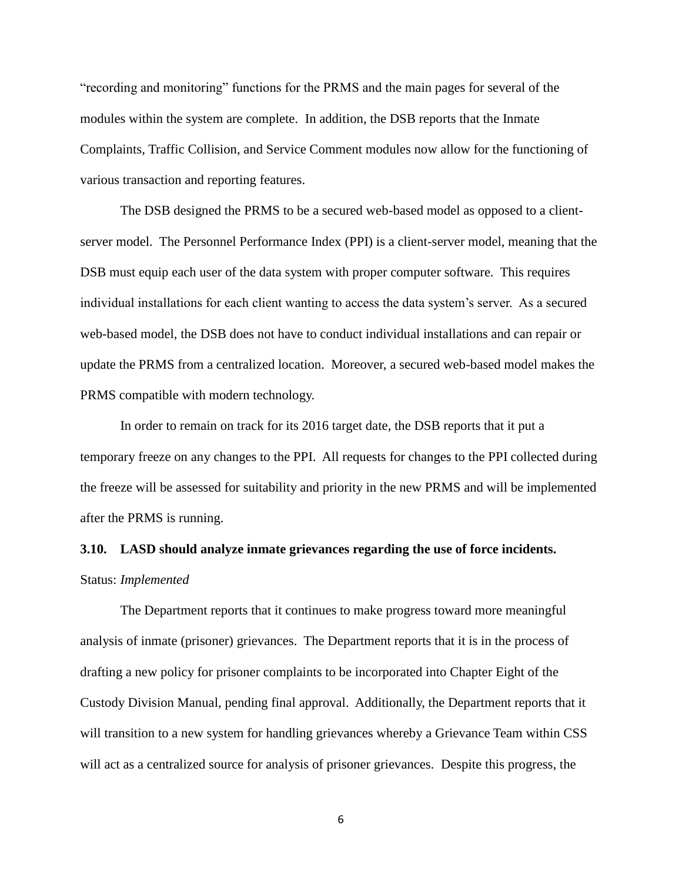"recording and monitoring" functions for the PRMS and the main pages for several of the modules within the system are complete. In addition, the DSB reports that the Inmate Complaints, Traffic Collision, and Service Comment modules now allow for the functioning of various transaction and reporting features.

The DSB designed the PRMS to be a secured web-based model as opposed to a client-server model. The Personnel Performance Index (PPI) is a client-server model, meaning that the DSB must equip each user of the data system with proper computer software. This requires individual installations for each client wanting to access the data system's server. As a secured web-based model, the DSB does not have to conduct individual installations and can repair or update the PRMS from a centralized location. Moreover, a secured web-based model makes the PRMS compatible with modern technology.

In order to remain on track for its 2016 target date, the DSB reports that it put a temporary freeze on any changes to the PPI. All requests for changes to the PPI collected during the freeze will be assessed for suitability and priority in the new PRMS and will be implemented after the PRMS is running.

**3.10. LASD should analyze inmate grievances regarding the use of force incidents.**

Status: *Implemented*

The Department reports that it continues to make progress toward more meaningful analysis of inmate (prisoner) grievances. The Department reports that it is in the process of drafting a new policy for prisoner complaints to be incorporated into Chapter Eight of the Custody Division Manual, pending final approval. Additionally, the Department reports that it will transition to a new system for handling grievances whereby a Grievance Team within CSS will act as a centralized source for analysis of prisoner grievances. Despite this progress, the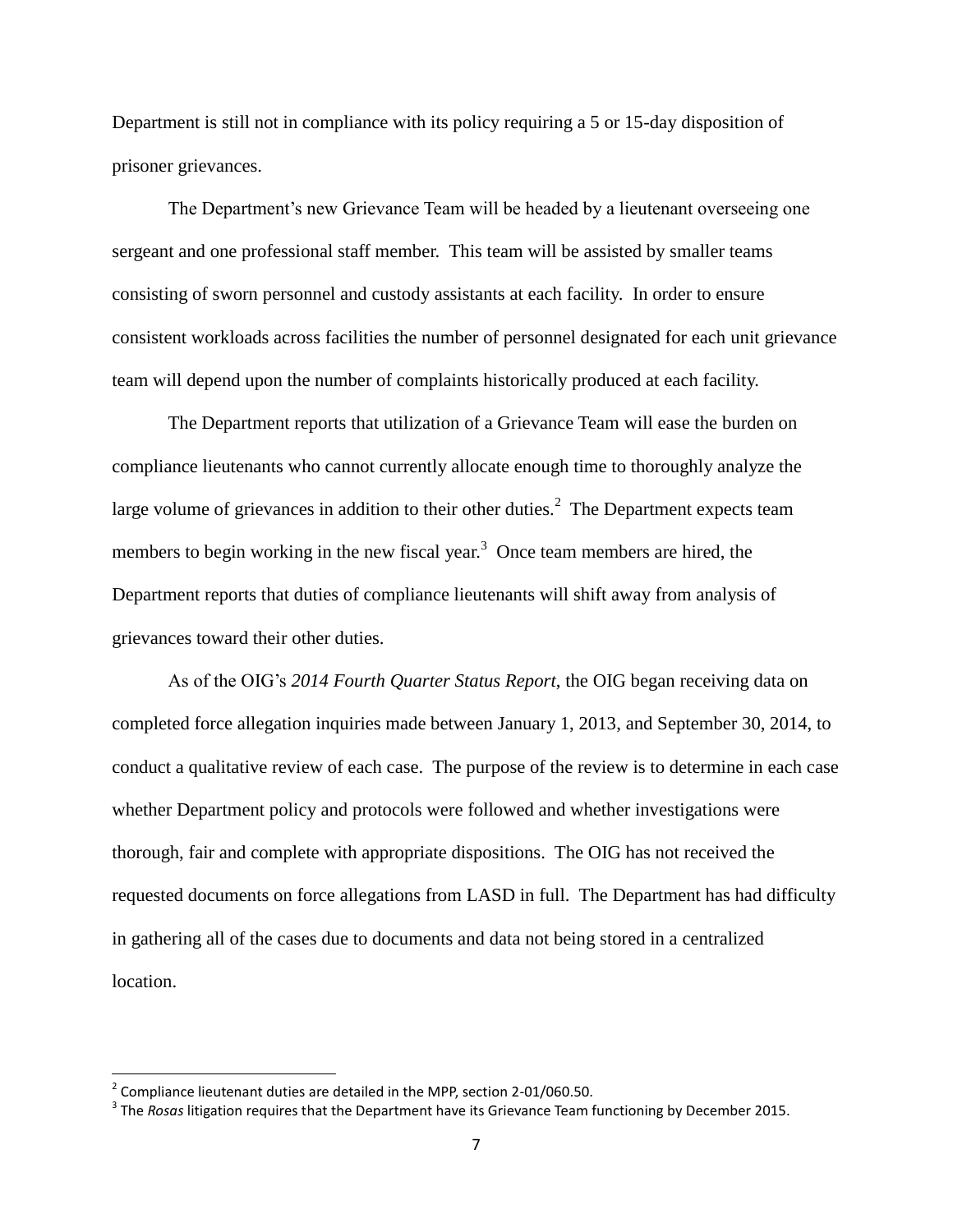Department is still not in compliance with its policy requiring a 5 or 15-day disposition of prisoner grievances.

The Department's new Grievance Team will be headed by a lieutenant overseeing one sergeant and one professional staff member. This team will be assisted by smaller teams consisting of sworn personnel and custody assistants at each facility. In order to ensure consistent workloads across facilities the number of personnel designated for each unit grievance team will depend upon the number of complaints historically produced at each facility.

The Department reports that utilization of a Grievance Team will ease the burden on compliance lieutenants who cannot currently allocate enough time to thoroughly analyze the large volume of grievances in addition to their other duties.[2] The Department expects team members to begin working in the new fiscal year.[3] Once team members are hired, the Department reports that duties of compliance lieutenants will shift away from analysis of grievances toward their other duties.

As of the OIG's *2014 Fourth Quarter Status Report*, the OIG began receiving data on completed force allegation inquiries made between January 1, 2013, and September 30, 2014, to conduct a qualitative review of each case. The purpose of the review is to determine in each case whether Department policy and protocols were followed and whether investigations were thorough, fair and complete with appropriate dispositions. The OIG has not received the requested documents on force allegations from LASD in full. The Department has had difficulty in gathering all of the cases due to documents and data not being stored in a centralized location.

---

[2] Compliance lieutenant duties are detailed in the MPP, section 2-01/060.50.

[3] The *Rosas* litigation requires that the Department have its Grievance Team functioning by December 2015.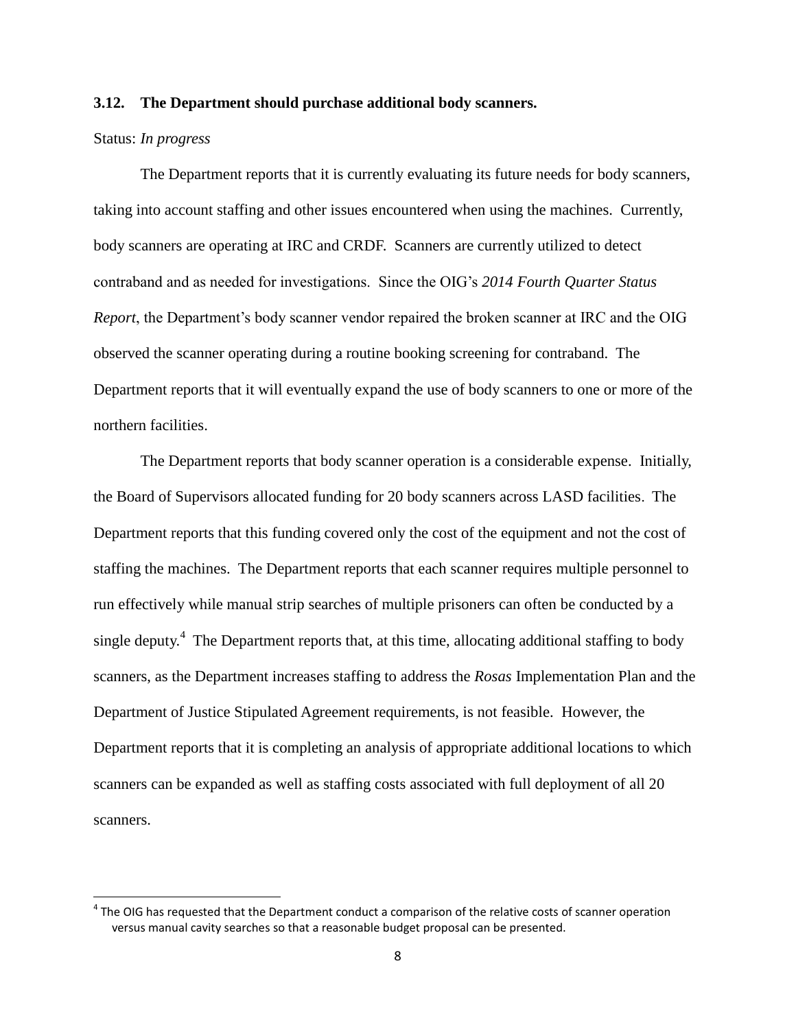### 3.12. The Department should purchase additional body scanners.

Status: *In progress*

The Department reports that it is currently evaluating its future needs for body scanners, taking into account staffing and other issues encountered when using the machines. Currently, body scanners are operating at IRC and CRDF. Scanners are currently utilized to detect contraband and as needed for investigations. Since the OIG's *2014 Fourth Quarter Status Report*, the Department's body scanner vendor repaired the broken scanner at IRC and the OIG observed the scanner operating during a routine booking screening for contraband. The Department reports that it will eventually expand the use of body scanners to one or more of the northern facilities.

The Department reports that body scanner operation is a considerable expense. Initially, the Board of Supervisors allocated funding for 20 body scanners across LASD facilities. The Department reports that this funding covered only the cost of the equipment and not the cost of staffing the machines. The Department reports that each scanner requires multiple personnel to run effectively while manual strip searches of multiple prisoners can often be conducted by a single deputy.[4] The Department reports that, at this time, allocating additional staffing to body scanners, as the Department increases staffing to address the *Rosas* Implementation Plan and the Department of Justice Stipulated Agreement requirements, is not feasible. However, the Department reports that it is completing an analysis of appropriate additional locations to which scanners can be expanded as well as staffing costs associated with full deployment of all 20 scanners.

[4] The OIG has requested that the Department conduct a comparison of the relative costs of scanner operation versus manual cavity searches so that a reasonable budget proposal can be presented.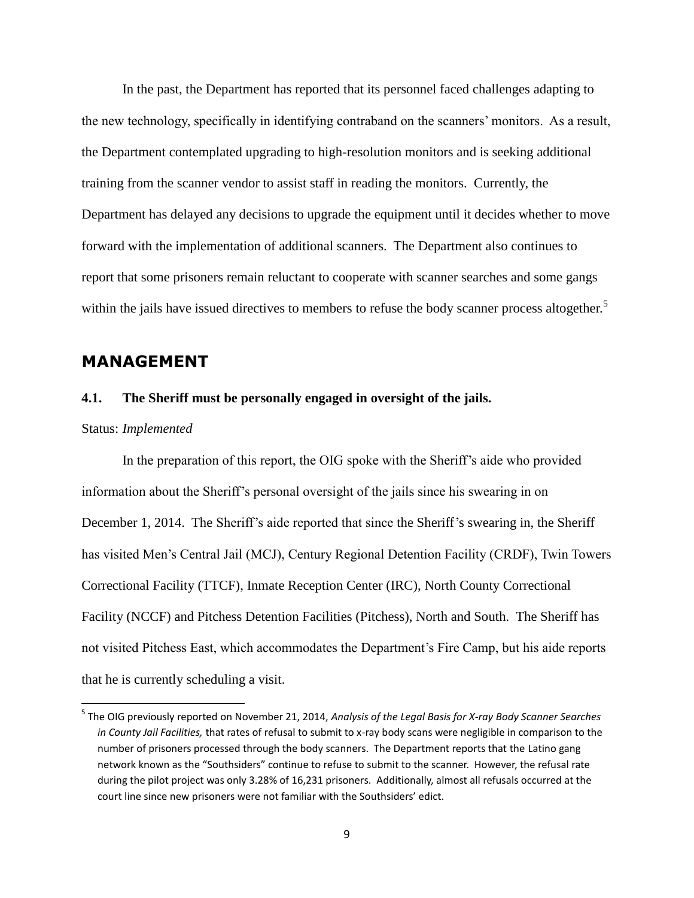In the past, the Department has reported that its personnel faced challenges adapting to the new technology, specifically in identifying contraband on the scanners' monitors. As a result, the Department contemplated upgrading to high-resolution monitors and is seeking additional training from the scanner vendor to assist staff in reading the monitors. Currently, the Department has delayed any decisions to upgrade the equipment until it decides whether to move forward with the implementation of additional scanners. The Department also continues to report that some prisoners remain reluctant to cooperate with scanner searches and some gangs within the jails have issued directives to members to refuse the body scanner process altogether.[5]

## MANAGEMENT

### 4.1. The Sheriff must be personally engaged in oversight of the jails.

Status: *Implemented*

In the preparation of this report, the OIG spoke with the Sheriff's aide who provided information about the Sheriff's personal oversight of the jails since his swearing in on December 1, 2014. The Sheriff's aide reported that since the Sheriff's swearing in, the Sheriff has visited Men's Central Jail (MCJ), Century Regional Detention Facility (CRDF), Twin Towers Correctional Facility (TTCF), Inmate Reception Center (IRC), North County Correctional Facility (NCCF) and Pitchess Detention Facilities (Pitchess), North and South. The Sheriff has not visited Pitchess East, which accommodates the Department's Fire Camp, but his aide reports that he is currently scheduling a visit.

---

[5] The OIG previously reported on November 21, 2014, *Analysis of the Legal Basis for X-ray Body Scanner Searches in County Jail Facilities,* that rates of refusal to submit to x-ray body scans were negligible in comparison to the number of prisoners processed through the body scanners. The Department reports that the Latino gang network known as the "Southsiders" continue to refuse to submit to the scanner. However, the refusal rate during the pilot project was only 3.28% of 16,231 prisoners. Additionally, almost all refusals occurred at the court line since new prisoners were not familiar with the Southsiders' edict.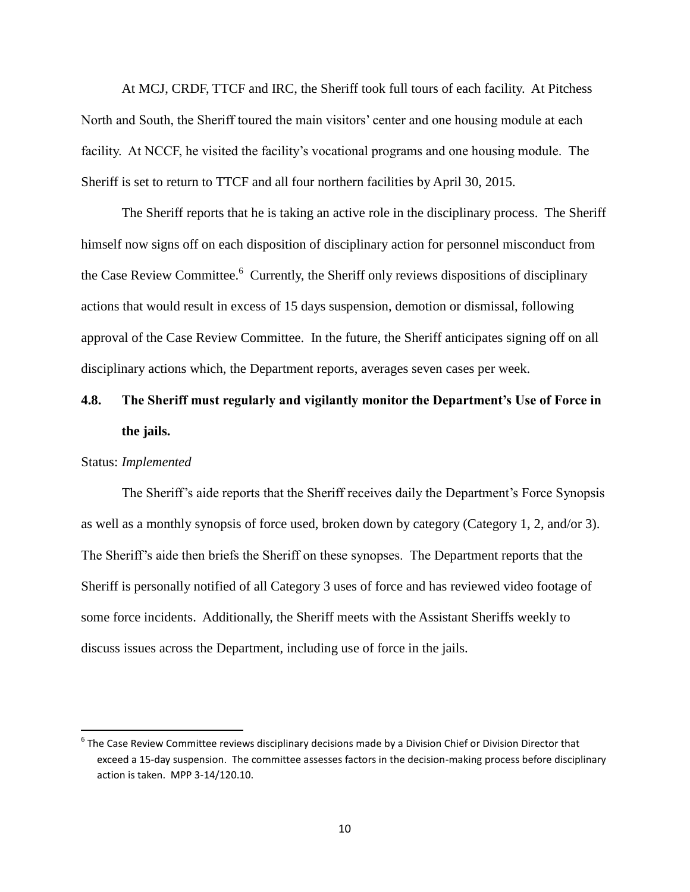At MCJ, CRDF, TTCF and IRC, the Sheriff took full tours of each facility. At Pitchess North and South, the Sheriff toured the main visitors' center and one housing module at each facility. At NCCF, he visited the facility's vocational programs and one housing module. The Sheriff is set to return to TTCF and all four northern facilities by April 30, 2015.

The Sheriff reports that he is taking an active role in the disciplinary process. The Sheriff himself now signs off on each disposition of disciplinary action for personnel misconduct from the Case Review Committee.[6] Currently, the Sheriff only reviews dispositions of disciplinary actions that would result in excess of 15 days suspension, demotion or dismissal, following approval of the Case Review Committee. In the future, the Sheriff anticipates signing off on all disciplinary actions which, the Department reports, averages seven cases per week.

### 4.8. The Sheriff must regularly and vigilantly monitor the Department's Use of Force in the jails.

Status: *Implemented*

The Sheriff's aide reports that the Sheriff receives daily the Department's Force Synopsis as well as a monthly synopsis of force used, broken down by category (Category 1, 2, and/or 3). The Sheriff's aide then briefs the Sheriff on these synopses. The Department reports that the Sheriff is personally notified of all Category 3 uses of force and has reviewed video footage of some force incidents. Additionally, the Sheriff meets with the Assistant Sheriffs weekly to discuss issues across the Department, including use of force in the jails.

---

[6] The Case Review Committee reviews disciplinary decisions made by a Division Chief or Division Director that exceed a 15-day suspension. The committee assesses factors in the decision-making process before disciplinary action is taken. MPP 3-14/120.10.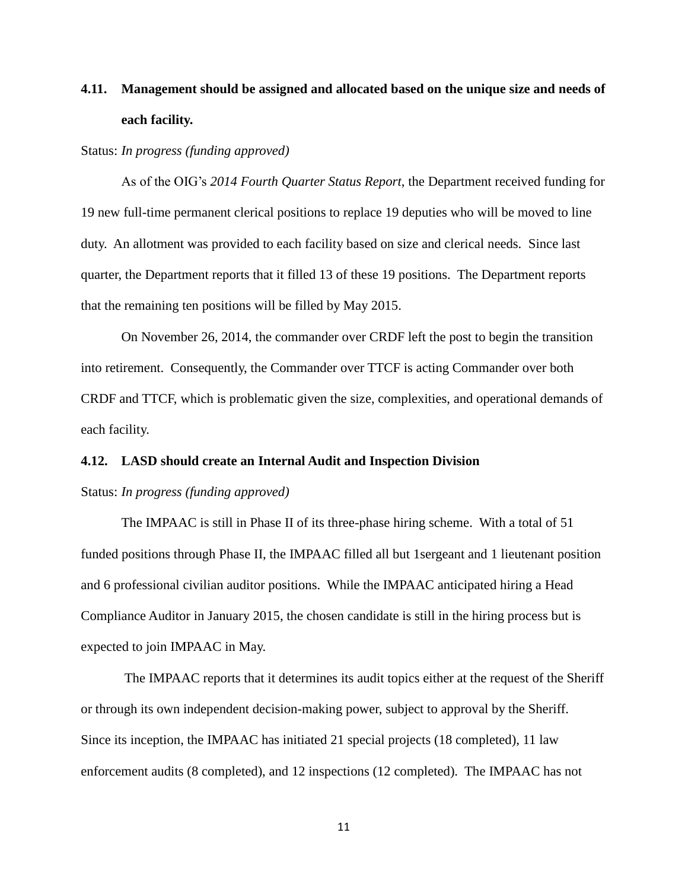### 4.11. Management should be assigned and allocated based on the unique size and needs of each facility.

Status: *In progress (funding approved)*

As of the OIG's *2014 Fourth Quarter Status Report*, the Department received funding for 19 new full-time permanent clerical positions to replace 19 deputies who will be moved to line duty. An allotment was provided to each facility based on size and clerical needs. Since last quarter, the Department reports that it filled 13 of these 19 positions. The Department reports that the remaining ten positions will be filled by May 2015.

On November 26, 2014, the commander over CRDF left the post to begin the transition into retirement. Consequently, the Commander over TTCF is acting Commander over both CRDF and TTCF, which is problematic given the size, complexities, and operational demands of each facility.

### 4.12. LASD should create an Internal Audit and Inspection Division

Status: *In progress (funding approved)*

The IMPAAC is still in Phase II of its three-phase hiring scheme. With a total of 51 funded positions through Phase II, the IMPAAC filled all but 1sergeant and 1 lieutenant position and 6 professional civilian auditor positions. While the IMPAAC anticipated hiring a Head Compliance Auditor in January 2015, the chosen candidate is still in the hiring process but is expected to join IMPAAC in May.

The IMPAAC reports that it determines its audit topics either at the request of the Sheriff or through its own independent decision-making power, subject to approval by the Sheriff. Since its inception, the IMPAAC has initiated 21 special projects (18 completed), 11 law enforcement audits (8 completed), and 12 inspections (12 completed). The IMPAAC has not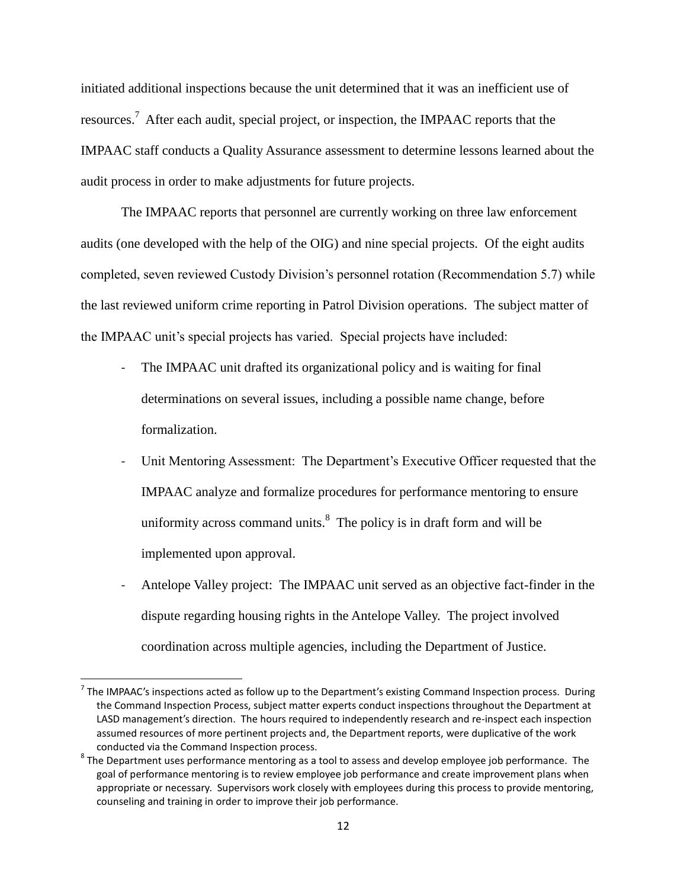initiated additional inspections because the unit determined that it was an inefficient use of resources.[7] After each audit, special project, or inspection, the IMPAAC reports that the IMPAAC staff conducts a Quality Assurance assessment to determine lessons learned about the audit process in order to make adjustments for future projects.

The IMPAAC reports that personnel are currently working on three law enforcement audits (one developed with the help of the OIG) and nine special projects. Of the eight audits completed, seven reviewed Custody Division's personnel rotation (Recommendation 5.7) while the last reviewed uniform crime reporting in Patrol Division operations. The subject matter of the IMPAAC unit's special projects has varied. Special projects have included:

- The IMPAAC unit drafted its organizational policy and is waiting for final determinations on several issues, including a possible name change, before formalization.
- Unit Mentoring Assessment: The Department's Executive Officer requested that the IMPAAC analyze and formalize procedures for performance mentoring to ensure uniformity across command units.[8] The policy is in draft form and will be implemented upon approval.
- Antelope Valley project: The IMPAAC unit served as an objective fact-finder in the dispute regarding housing rights in the Antelope Valley. The project involved coordination across multiple agencies, including the Department of Justice.

---

[7] The IMPAAC's inspections acted as follow up to the Department's existing Command Inspection process. During the Command Inspection Process, subject matter experts conduct inspections throughout the Department at LASD management's direction. The hours required to independently research and re-inspect each inspection assumed resources of more pertinent projects and, the Department reports, were duplicative of the work conducted via the Command Inspection process.

[8] The Department uses performance mentoring as a tool to assess and develop employee job performance. The goal of performance mentoring is to review employee job performance and create improvement plans when appropriate or necessary. Supervisors work closely with employees during this process to provide mentoring, counseling and training in order to improve their job performance.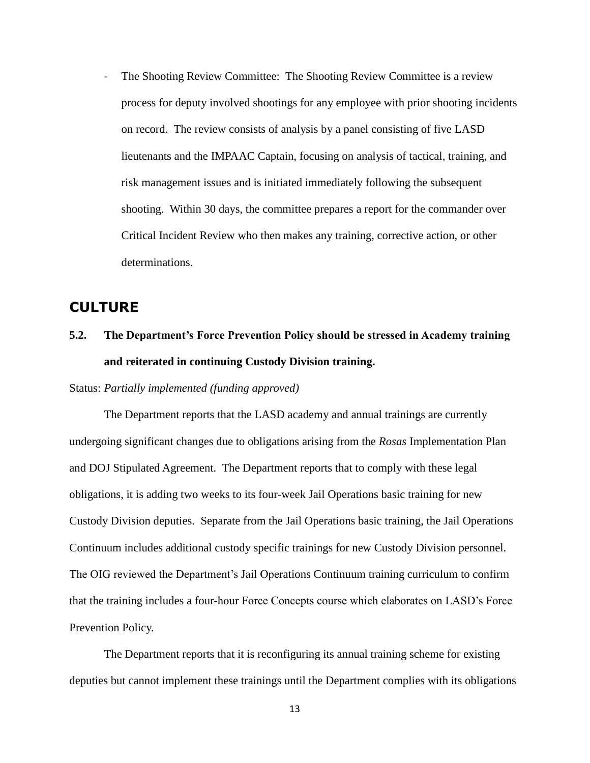- The Shooting Review Committee: The Shooting Review Committee is a review process for deputy involved shootings for any employee with prior shooting incidents on record. The review consists of analysis by a panel consisting of five LASD lieutenants and the IMPAAC Captain, focusing on analysis of tactical, training, and risk management issues and is initiated immediately following the subsequent shooting. Within 30 days, the committee prepares a report for the commander over Critical Incident Review who then makes any training, corrective action, or other determinations.

## CULTURE

### 5.2. The Department's Force Prevention Policy should be stressed in Academy training and reiterated in continuing Custody Division training.

Status: *Partially implemented (funding approved)*

The Department reports that the LASD academy and annual trainings are currently undergoing significant changes due to obligations arising from the *Rosas* Implementation Plan and DOJ Stipulated Agreement. The Department reports that to comply with these legal obligations, it is adding two weeks to its four-week Jail Operations basic training for new Custody Division deputies. Separate from the Jail Operations basic training, the Jail Operations Continuum includes additional custody specific trainings for new Custody Division personnel. The OIG reviewed the Department's Jail Operations Continuum training curriculum to confirm that the training includes a four-hour Force Concepts course which elaborates on LASD's Force Prevention Policy.

The Department reports that it is reconfiguring its annual training scheme for existing deputies but cannot implement these trainings until the Department complies with its obligations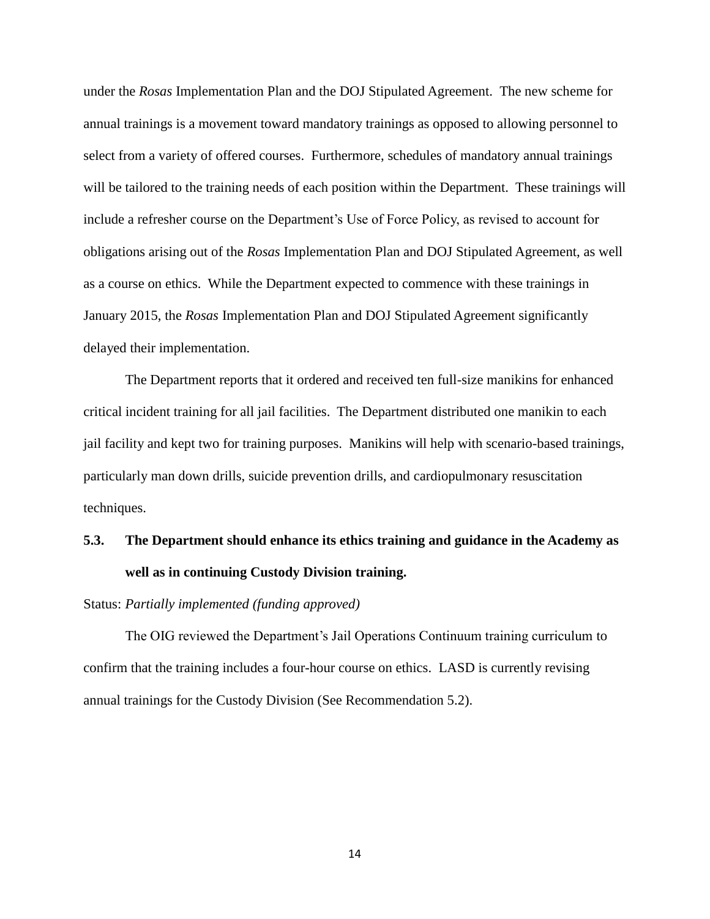under the *Rosas* Implementation Plan and the DOJ Stipulated Agreement. The new scheme for annual trainings is a movement toward mandatory trainings as opposed to allowing personnel to select from a variety of offered courses. Furthermore, schedules of mandatory annual trainings will be tailored to the training needs of each position within the Department. These trainings will include a refresher course on the Department's Use of Force Policy, as revised to account for obligations arising out of the *Rosas* Implementation Plan and DOJ Stipulated Agreement, as well as a course on ethics. While the Department expected to commence with these trainings in January 2015, the *Rosas* Implementation Plan and DOJ Stipulated Agreement significantly delayed their implementation.

The Department reports that it ordered and received ten full-size manikins for enhanced critical incident training for all jail facilities. The Department distributed one manikin to each jail facility and kept two for training purposes. Manikins will help with scenario-based trainings, particularly man down drills, suicide prevention drills, and cardiopulmonary resuscitation techniques.

### 5.3. The Department should enhance its ethics training and guidance in the Academy as well as in continuing Custody Division training.

Status: *Partially implemented (funding approved)*

The OIG reviewed the Department's Jail Operations Continuum training curriculum to confirm that the training includes a four-hour course on ethics. LASD is currently revising annual trainings for the Custody Division (See Recommendation 5.2).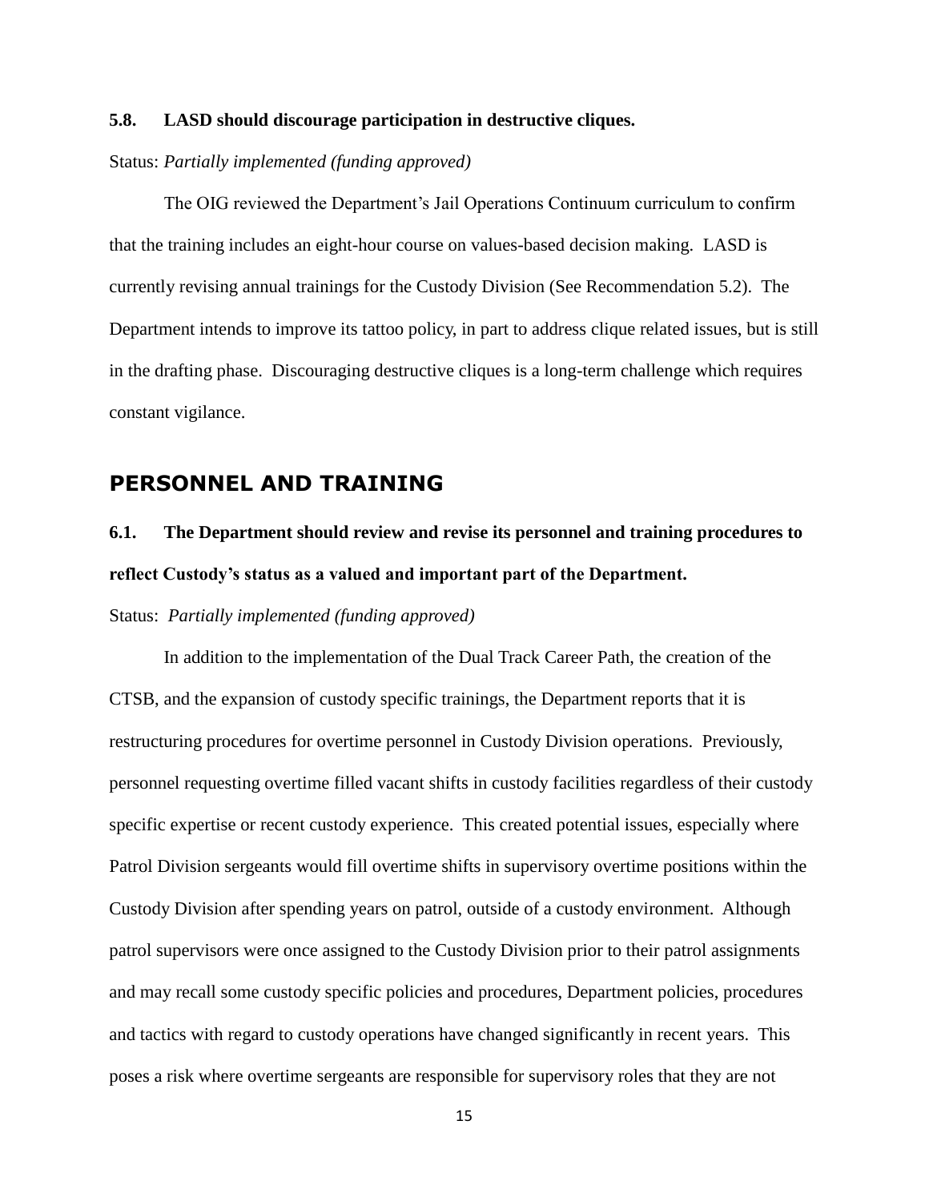**5.8. LASD should discourage participation in destructive cliques.**

Status: *Partially implemented (funding approved)*

The OIG reviewed the Department's Jail Operations Continuum curriculum to confirm that the training includes an eight-hour course on values-based decision making. LASD is currently revising annual trainings for the Custody Division (See Recommendation 5.2). The Department intends to improve its tattoo policy, in part to address clique related issues, but is still in the drafting phase. Discouraging destructive cliques is a long-term challenge which requires constant vigilance.

## PERSONNEL AND TRAINING

**6.1. The Department should review and revise its personnel and training procedures to reflect Custody's status as a valued and important part of the Department.**

Status: *Partially implemented (funding approved)*

In addition to the implementation of the Dual Track Career Path, the creation of the CTSB, and the expansion of custody specific trainings, the Department reports that it is restructuring procedures for overtime personnel in Custody Division operations. Previously, personnel requesting overtime filled vacant shifts in custody facilities regardless of their custody specific expertise or recent custody experience. This created potential issues, especially where Patrol Division sergeants would fill overtime shifts in supervisory overtime positions within the Custody Division after spending years on patrol, outside of a custody environment. Although patrol supervisors were once assigned to the Custody Division prior to their patrol assignments and may recall some custody specific policies and procedures, Department policies, procedures and tactics with regard to custody operations have changed significantly in recent years. This poses a risk where overtime sergeants are responsible for supervisory roles that they are not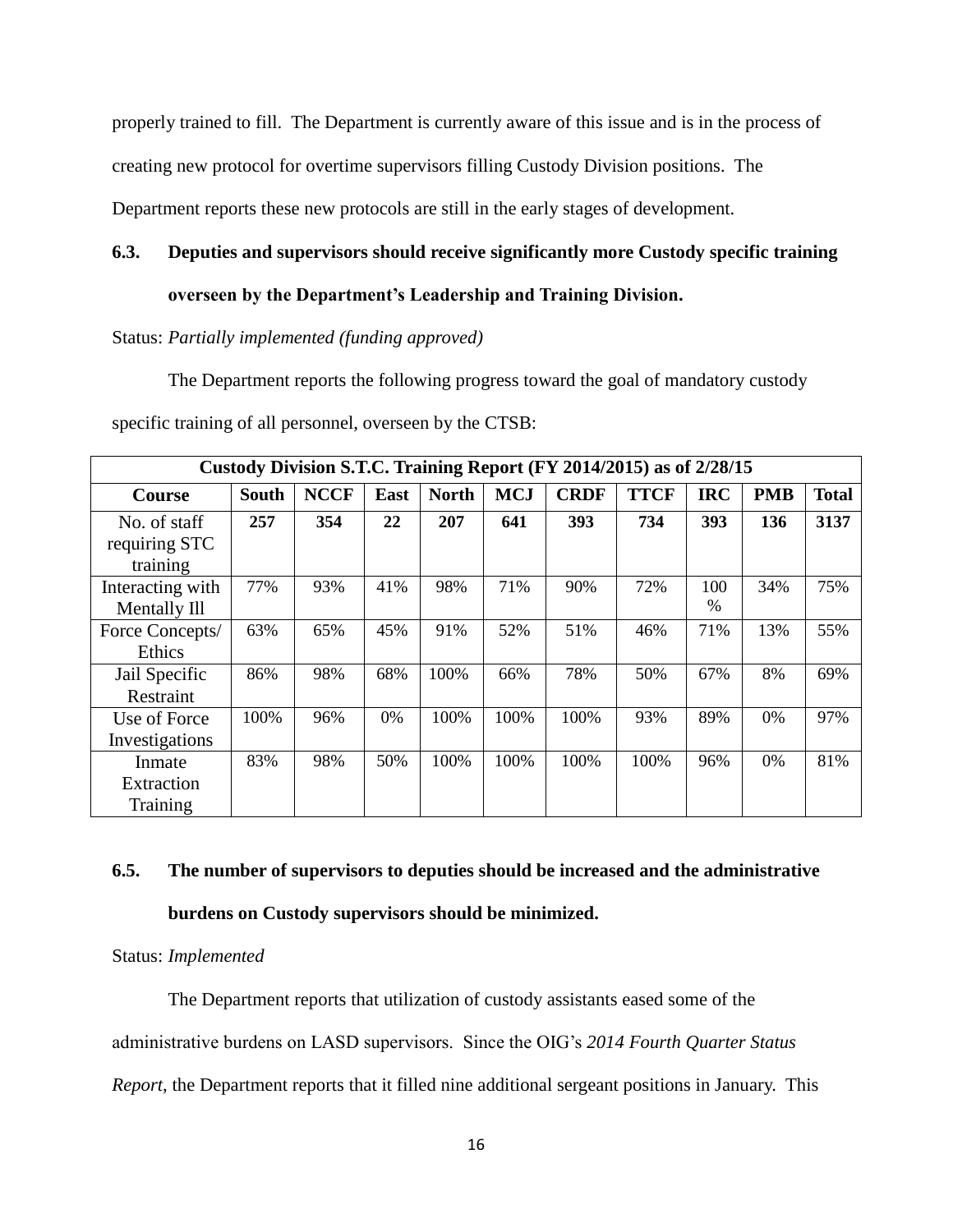properly trained to fill. The Department is currently aware of this issue and is in the process of creating new protocol for overtime supervisors filling Custody Division positions. The Department reports these new protocols are still in the early stages of development.

### 6.3. Deputies and supervisors should receive significantly more Custody specific training overseen by the Department's Leadership and Training Division.

Status: *Partially implemented (funding approved)*

The Department reports the following progress toward the goal of mandatory custody specific training of all personnel, overseen by the CTSB:

| Custody Division S.T.C. Training Report (FY 2014/2015) as of 2/28/15 | | | | | | | | | | |
|---|---|---|---|---|---|---|---|---|---|---|
| **Course** | **South** | **NCCF** | **East** | **North** | **MCJ** | **CRDF** | **TTCF** | **IRC** | **PMB** | **Total** |
| No. of staff requiring STC training | **257** | **354** | **22** | **207** | **641** | **393** | **734** | **393** | **136** | **3137** |
| Interacting with Mentally Ill | 77% | 93% | 41% | 98% | 71% | 90% | 72% | 100 % | 34% | 75% |
| Force Concepts/ Ethics | 63% | 65% | 45% | 91% | 52% | 51% | 46% | 71% | 13% | 55% |
| Jail Specific Restraint | 86% | 98% | 68% | 100% | 66% | 78% | 50% | 67% | 8% | 69% |
| Use of Force Investigations | 100% | 96% | 0% | 100% | 100% | 100% | 93% | 89% | 0% | 97% |
| Inmate Extraction Training | 83% | 98% | 50% | 100% | 100% | 100% | 100% | 96% | 0% | 81% |

### 6.5. The number of supervisors to deputies should be increased and the administrative burdens on Custody supervisors should be minimized.

Status: *Implemented*

The Department reports that utilization of custody assistants eased some of the administrative burdens on LASD supervisors. Since the OIG's *2014 Fourth Quarter Status Report*, the Department reports that it filled nine additional sergeant positions in January. This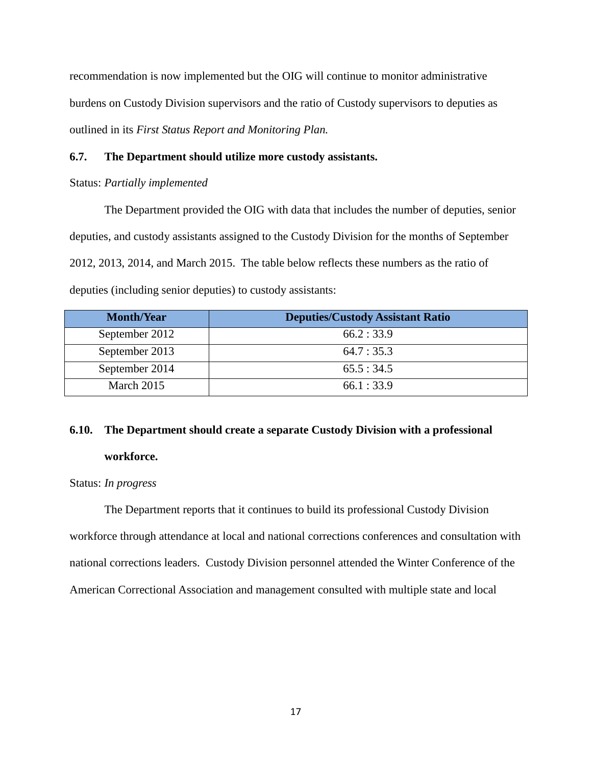recommendation is now implemented but the OIG will continue to monitor administrative burdens on Custody Division supervisors and the ratio of Custody supervisors to deputies as outlined in its *First Status Report and Monitoring Plan.*

**6.7. The Department should utilize more custody assistants.**

Status: *Partially implemented*

The Department provided the OIG with data that includes the number of deputies, senior deputies, and custody assistants assigned to the Custody Division for the months of September 2012, 2013, 2014, and March 2015. The table below reflects these numbers as the ratio of deputies (including senior deputies) to custody assistants:

| Month/Year | Deputies/Custody Assistant Ratio |
|---|---|
| September 2012 | 66.2 : 33.9 |
| September 2013 | 64.7 : 35.3 |
| September 2014 | 65.5 : 34.5 |
| March 2015 | 66.1 : 33.9 |

**6.10. The Department should create a separate Custody Division with a professional workforce.**

Status: *In progress*

The Department reports that it continues to build its professional Custody Division workforce through attendance at local and national corrections conferences and consultation with national corrections leaders. Custody Division personnel attended the Winter Conference of the American Correctional Association and management consulted with multiple state and local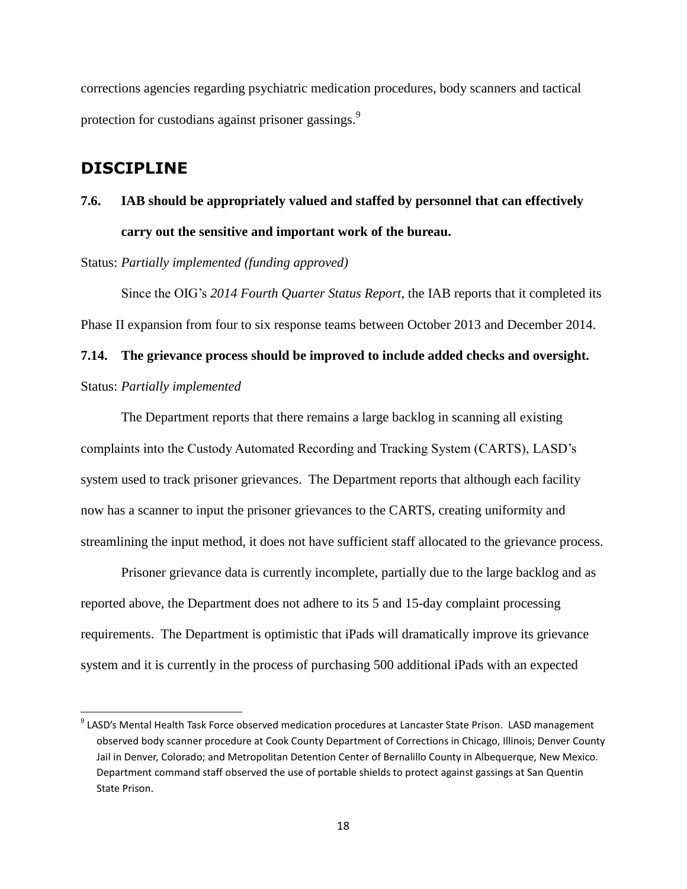corrections agencies regarding psychiatric medication procedures, body scanners and tactical protection for custodians against prisoner gassings.[9]

## DISCIPLINE

**7.6. IAB should be appropriately valued and staffed by personnel that can effectively carry out the sensitive and important work of the bureau.**

Status: *Partially implemented (funding approved)*

Since the OIG's *2014 Fourth Quarter Status Report*, the IAB reports that it completed its Phase II expansion from four to six response teams between October 2013 and December 2014.

**7.14. The grievance process should be improved to include added checks and oversight.**

Status: *Partially implemented*

The Department reports that there remains a large backlog in scanning all existing complaints into the Custody Automated Recording and Tracking System (CARTS), LASD's system used to track prisoner grievances. The Department reports that although each facility now has a scanner to input the prisoner grievances to the CARTS, creating uniformity and streamlining the input method, it does not have sufficient staff allocated to the grievance process.

Prisoner grievance data is currently incomplete, partially due to the large backlog and as reported above, the Department does not adhere to its 5 and 15-day complaint processing requirements. The Department is optimistic that iPads will dramatically improve its grievance system and it is currently in the process of purchasing 500 additional iPads with an expected

---

[9] LASD's Mental Health Task Force observed medication procedures at Lancaster State Prison. LASD management observed body scanner procedure at Cook County Department of Corrections in Chicago, Illinois; Denver County Jail in Denver, Colorado; and Metropolitan Detention Center of Bernalillo County in Albequerque, New Mexico. Department command staff observed the use of portable shields to protect against gassings at San Quentin State Prison.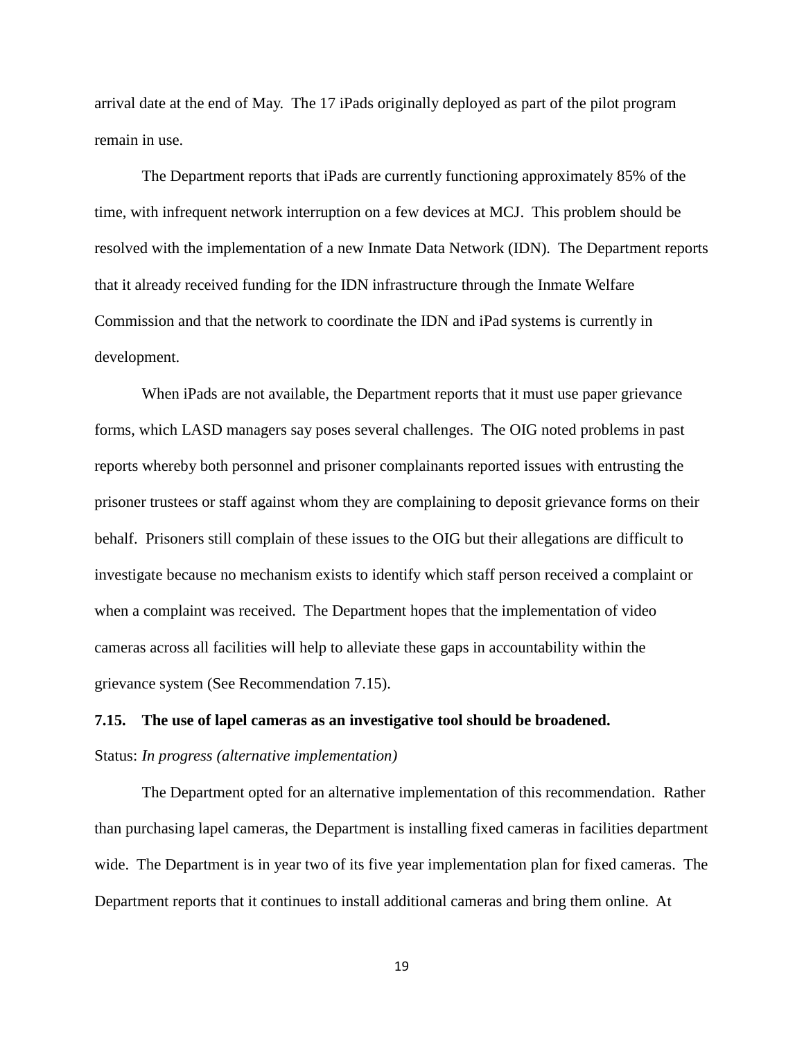arrival date at the end of May. The 17 iPads originally deployed as part of the pilot program remain in use.

The Department reports that iPads are currently functioning approximately 85% of the time, with infrequent network interruption on a few devices at MCJ. This problem should be resolved with the implementation of a new Inmate Data Network (IDN). The Department reports that it already received funding for the IDN infrastructure through the Inmate Welfare Commission and that the network to coordinate the IDN and iPad systems is currently in development.

When iPads are not available, the Department reports that it must use paper grievance forms, which LASD managers say poses several challenges. The OIG noted problems in past reports whereby both personnel and prisoner complainants reported issues with entrusting the prisoner trustees or staff against whom they are complaining to deposit grievance forms on their behalf. Prisoners still complain of these issues to the OIG but their allegations are difficult to investigate because no mechanism exists to identify which staff person received a complaint or when a complaint was received. The Department hopes that the implementation of video cameras across all facilities will help to alleviate these gaps in accountability within the grievance system (See Recommendation 7.15).

**7.15. The use of lapel cameras as an investigative tool should be broadened.**

Status: *In progress (alternative implementation)*

The Department opted for an alternative implementation of this recommendation. Rather than purchasing lapel cameras, the Department is installing fixed cameras in facilities department wide. The Department is in year two of its five year implementation plan for fixed cameras. The Department reports that it continues to install additional cameras and bring them online. At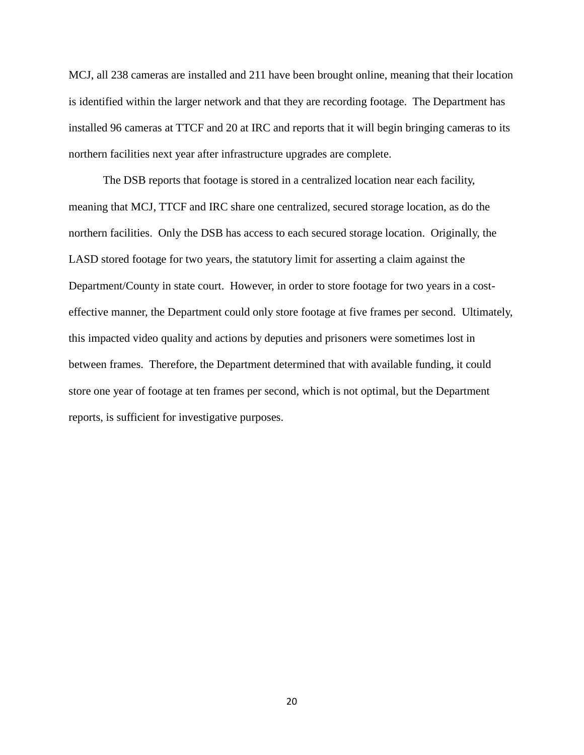MCJ, all 238 cameras are installed and 211 have been brought online, meaning that their location is identified within the larger network and that they are recording footage. The Department has installed 96 cameras at TTCF and 20 at IRC and reports that it will begin bringing cameras to its northern facilities next year after infrastructure upgrades are complete.

The DSB reports that footage is stored in a centralized location near each facility, meaning that MCJ, TTCF and IRC share one centralized, secured storage location, as do the northern facilities. Only the DSB has access to each secured storage location. Originally, the LASD stored footage for two years, the statutory limit for asserting a claim against the Department/County in state court. However, in order to store footage for two years in a cost-effective manner, the Department could only store footage at five frames per second. Ultimately, this impacted video quality and actions by deputies and prisoners were sometimes lost in between frames. Therefore, the Department determined that with available funding, it could store one year of footage at ten frames per second, which is not optimal, but the Department reports, is sufficient for investigative purposes.